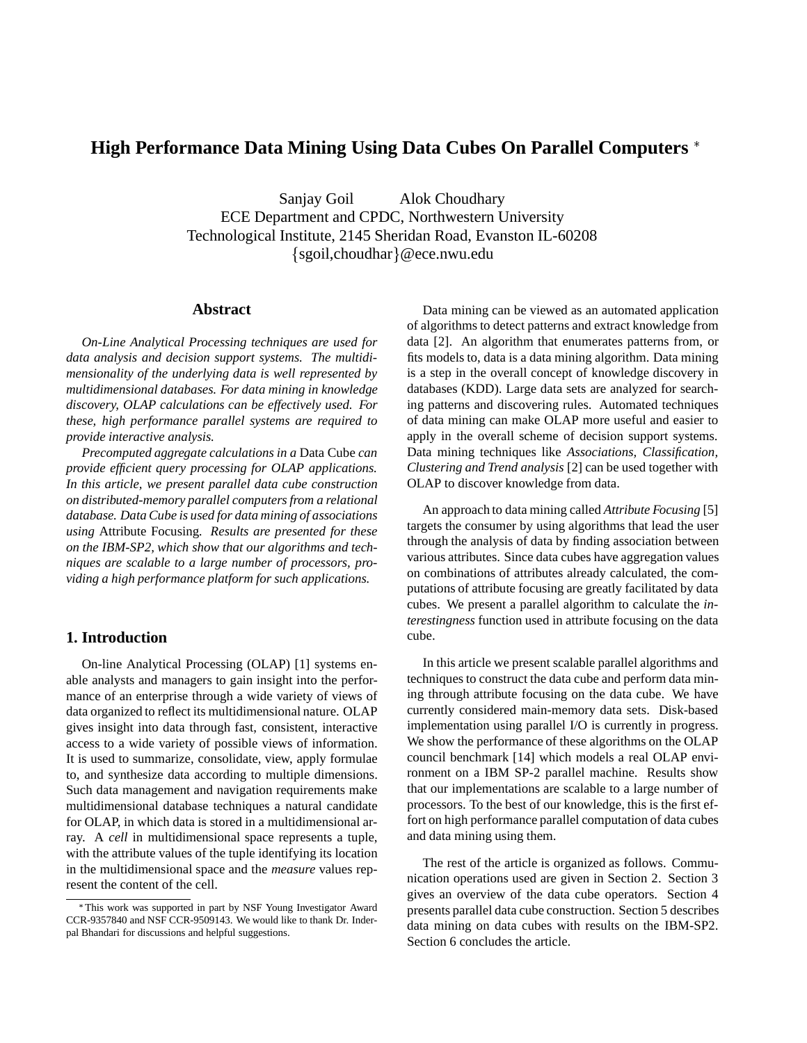# High Performance Data Mining Using Data Cubes On Parallel Computers *

Sanjay Goil      Alok Choudhary
ECE Department and CPDC, Northwestern University
Technological Institute, 2145 Sheridan Road, Evanston IL-60208
{sgoil,choudhar}@ece.nwu.edu

## Abstract

*On-Line Analytical Processing techniques are used for data analysis and decision support systems. The multidimensionality of the underlying data is well represented by multidimensional databases. For data mining in knowledge discovery, OLAP calculations can be effectively used. For these, high performance parallel systems are required to provide interactive analysis.*

*Precomputed aggregate calculations in a* Data Cube *can provide efficient query processing for OLAP applications. In this article, we present parallel data cube construction on distributed-memory parallel computers from a relational database. Data Cube is used for data mining of associations using* Attribute Focusing*. Results are presented for these on the IBM-SP2, which show that our algorithms and techniques are scalable to a large number of processors, providing a high performance platform for such applications.*

## 1. Introduction

On-line Analytical Processing (OLAP) [1] systems enable analysts and managers to gain insight into the performance of an enterprise through a wide variety of views of data organized to reflect its multidimensional nature. OLAP gives insight into data through fast, consistent, interactive access to a wide variety of possible views of information. It is used to summarize, consolidate, view, apply formulae to, and synthesize data according to multiple dimensions. Such data management and navigation requirements make multidimensional database techniques a natural candidate for OLAP, in which data is stored in a multidimensional array. A *cell* in multidimensional space represents a tuple, with the attribute values of the tuple identifying its location in the multidimensional space and the *measure* values represent the content of the cell.

Data mining can be viewed as an automated application of algorithms to detect patterns and extract knowledge from data [2]. An algorithm that enumerates patterns from, or fits models to, data is a data mining algorithm. Data mining is a step in the overall concept of knowledge discovery in databases (KDD). Large data sets are analyzed for searching patterns and discovering rules. Automated techniques of data mining can make OLAP more useful and easier to apply in the overall scheme of decision support systems. Data mining techniques like *Associations, Classification, Clustering and Trend analysis* [2] can be used together with OLAP to discover knowledge from data.

An approach to data mining called *Attribute Focusing* [5] targets the consumer by using algorithms that lead the user through the analysis of data by finding association between various attributes. Since data cubes have aggregation values on combinations of attributes already calculated, the computations of attribute focusing are greatly facilitated by data cubes. We present a parallel algorithm to calculate the *interestingness* function used in attribute focusing on the data cube.

In this article we present scalable parallel algorithms and techniques to construct the data cube and perform data mining through attribute focusing on the data cube. We have currently considered main-memory data sets. Disk-based implementation using parallel I/O is currently in progress. We show the performance of these algorithms on the OLAP council benchmark [14] which models a real OLAP environment on a IBM SP-2 parallel machine. Results show that our implementations are scalable to a large number of processors. To the best of our knowledge, this is the first effort on high performance parallel computation of data cubes and data mining using them.

The rest of the article is organized as follows. Communication operations used are given in Section 2. Section 3 gives an overview of the data cube operators. Section 4 presents parallel data cube construction. Section 5 describes data mining on data cubes with results on the IBM-SP2. Section 6 concludes the article.

*This work was supported in part by NSF Young Investigator Award CCR-9357840 and NSF CCR-9509143. We would like to thank Dr. Inderpal Bhandari for discussions and helpful suggestions.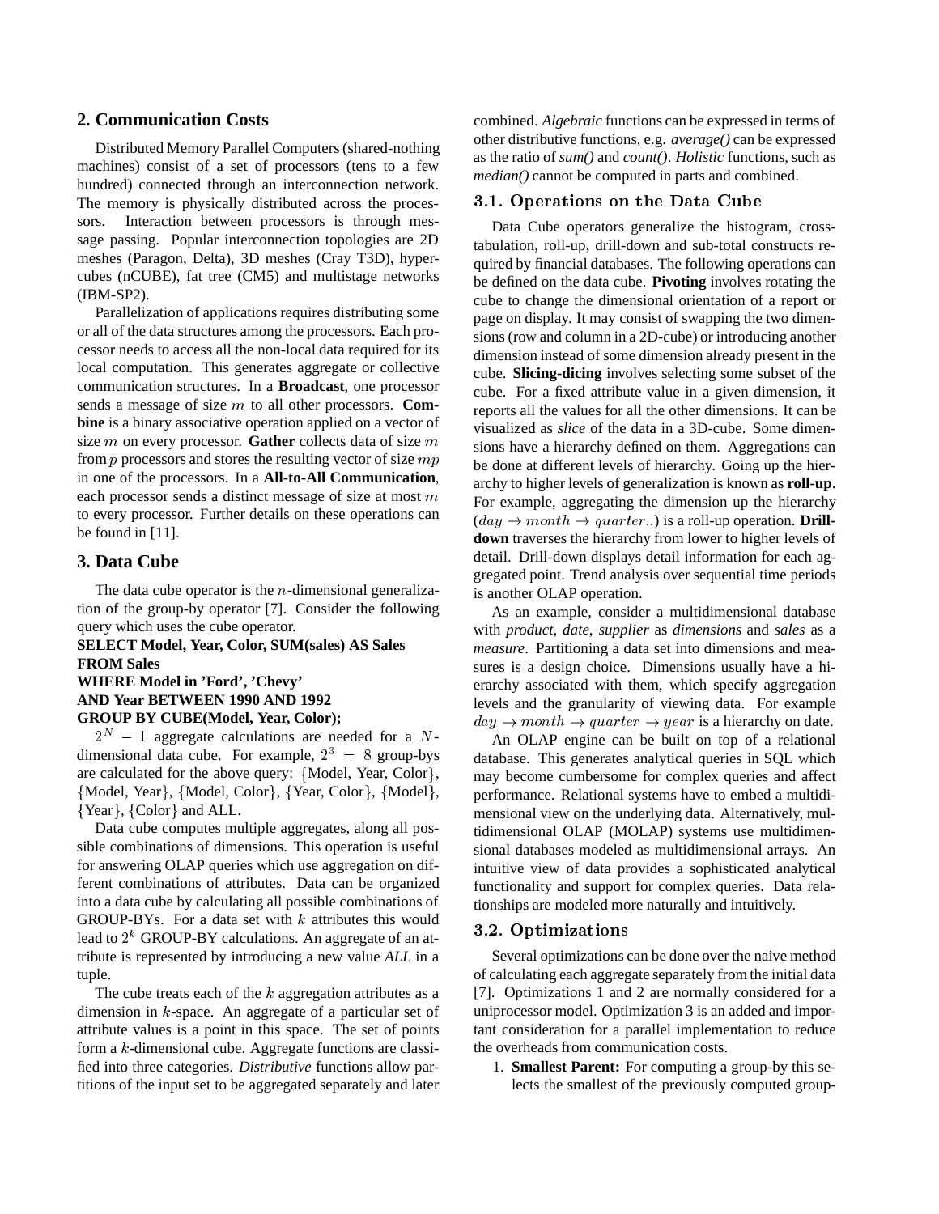## 2. Communication Costs

Distributed Memory Parallel Computers (shared-nothing machines) consist of a set of processors (tens to a few hundred) connected through an interconnection network. The memory is physically distributed across the processors. Interaction between processors is through message passing. Popular interconnection topologies are 2D meshes (Paragon, Delta), 3D meshes (Cray T3D), hypercubes (nCUBE), fat tree (CM5) and multistage networks (IBM-SP2).

Parallelization of applications requires distributing some or all of the data structures among the processors. Each processor needs to access all the non-local data required for its local computation. This generates aggregate or collective communication structures. In a **Broadcast**, one processor sends a message of size $m$ to all other processors. **Combine** is a binary associative operation applied on a vector of size $m$ on every processor. **Gather** collects data of size $m$ from $p$ processors and stores the resulting vector of size $mp$ in one of the processors. In a **All-to-All Communication**, each processor sends a distinct message of size at most $m$ to every processor. Further details on these operations can be found in [11].

## 3. Data Cube

The data cube operator is the $n$-dimensional generalization of the group-by operator [7]. Consider the following query which uses the cube operator.

**SELECT Model, Year, Color, SUM(sales) AS Sales**
**FROM Sales**
**WHERE Model in 'Ford', 'Chevy'**
**AND Year BETWEEN 1990 AND 1992**
**GROUP BY CUBE(Model, Year, Color);**

$2^N - 1$ aggregate calculations are needed for a $N$-dimensional data cube. For example, $2^3 = 8$ group-bys are calculated for the above query: {Model, Year, Color}, {Model, Year}, {Model, Color}, {Year, Color}, {Model}, {Year}, {Color} and ALL.

Data cube computes multiple aggregates, along all possible combinations of dimensions. This operation is useful for answering OLAP queries which use aggregation on different combinations of attributes. Data can be organized into a data cube by calculating all possible combinations of GROUP-BYs. For a data set with $k$ attributes this would lead to $2^k$ GROUP-BY calculations. An aggregate of an attribute is represented by introducing a new value *ALL* in a tuple.

The cube treats each of the $k$ aggregation attributes as a dimension in $k$-space. An aggregate of a particular set of attribute values is a point in this space. The set of points form a $k$-dimensional cube. Aggregate functions are classified into three categories. *Distributive* functions allow partitions of the input set to be aggregated separately and later combined. *Algebraic* functions can be expressed in terms of other distributive functions, e.g. *average()* can be expressed as the ratio of *sum()* and *count()*. *Holistic* functions, such as *median()* cannot be computed in parts and combined.

### 3.1. Operations on the Data Cube

Data Cube operators generalize the histogram, cross-tabulation, roll-up, drill-down and sub-total constructs required by financial databases. The following operations can be defined on the data cube. **Pivoting** involves rotating the cube to change the dimensional orientation of a report or page on display. It may consist of swapping the two dimensions (row and column in a 2D-cube) or introducing another dimension instead of some dimension already present in the cube. **Slicing-dicing** involves selecting some subset of the cube. For a fixed attribute value in a given dimension, it reports all the values for all the other dimensions. It can be visualized as *slice* of the data in a 3D-cube. Some dimensions have a hierarchy defined on them. Aggregations can be done at different levels of hierarchy. Going up the hierarchy to higher levels of generalization is known as **roll-up**. For example, aggregating the dimension up the hierarchy ($day \rightarrow month \rightarrow quarter..$) is a roll-up operation. **Drill-down** traverses the hierarchy from lower to higher levels of detail. Drill-down displays detail information for each aggregated point. Trend analysis over sequential time periods is another OLAP operation.

As an example, consider a multidimensional database with *product*, *date*, *supplier* as *dimensions* and *sales* as a *measure*. Partitioning a data set into dimensions and measures is a design choice. Dimensions usually have a hierarchy associated with them, which specify aggregation levels and the granularity of viewing data. For example $day \rightarrow month \rightarrow quarter \rightarrow year$ is a hierarchy on date.

An OLAP engine can be built on top of a relational database. This generates analytical queries in SQL which may become cumbersome for complex queries and affect performance. Relational systems have to embed a multidimensional view on the underlying data. Alternatively, multidimensional OLAP (MOLAP) systems use multidimensional databases modeled as multidimensional arrays. An intuitive view of data provides a sophisticated analytical functionality and support for complex queries. Data relationships are modeled more naturally and intuitively.

### 3.2. Optimizations

Several optimizations can be done over the naive method of calculating each aggregate separately from the initial data [7]. Optimizations 1 and 2 are normally considered for a uniprocessor model. Optimization 3 is an added and important consideration for a parallel implementation to reduce the overheads from communication costs.

1. **Smallest Parent:** For computing a group-by this selects the smallest of the previously computed group-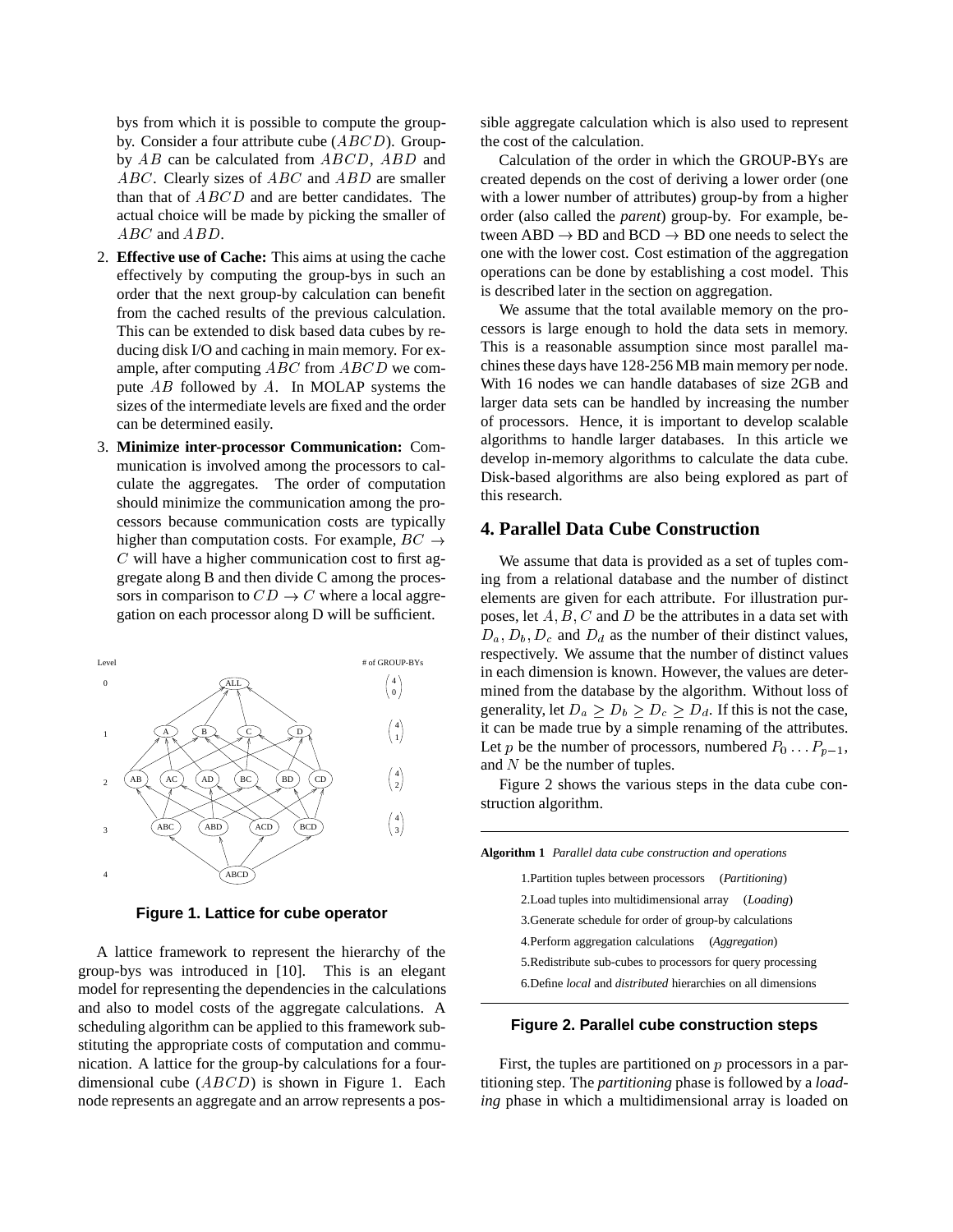bys from which it is possible to compute the group-by. Consider a four attribute cube ($ABCD$). Group-by $AB$ can be calculated from $ABCD$, $ABD$ and $ABC$. Clearly sizes of $ABC$ and $ABD$ are smaller than that of $ABCD$ and are better candidates. The actual choice will be made by picking the smaller of $ABC$ and $ABD$.

2. **Effective use of Cache:** This aims at using the cache effectively by computing the group-bys in such an order that the next group-by calculation can benefit from the cached results of the previous calculation. This can be extended to disk based data cubes by reducing disk I/O and caching in main memory. For example, after computing $ABC$ from $ABCD$ we compute $AB$ followed by $A$. In MOLAP systems the sizes of the intermediate levels are fixed and the order can be determined easily.

3. **Minimize inter-processor Communication:** Communication is involved among the processors to calculate the aggregates. The order of computation should minimize the communication among the processors because communication costs are typically higher than computation costs. For example, $BC \rightarrow C$ will have a higher communication cost to first aggregate along B and then divide C among the processors in comparison to $CD \rightarrow C$ where a local aggregation on each processor along D will be sufficient.

**Figure 1. Lattice for cube operator**

A lattice framework to represent the hierarchy of the group-bys was introduced in [10]. This is an elegant model for representing the dependencies in the calculations and also to model costs of the aggregate calculations. A scheduling algorithm can be applied to this framework substituting the appropriate costs of computation and communication. A lattice for the group-by calculations for a four-dimensional cube ($ABCD$) is shown in Figure 1. Each node represents an aggregate and an arrow represents a possible aggregate calculation which is also used to represent the cost of the calculation.

Calculation of the order in which the GROUP-BYs are created depends on the cost of deriving a lower order (one with a lower number of attributes) group-by from a higher order (also called the *parent*) group-by. For example, between ABD $\rightarrow$ BD and BCD $\rightarrow$ BD one needs to select the one with the lower cost. Cost estimation of the aggregation operations can be done by establishing a cost model. This is described later in the section on aggregation.

We assume that the total available memory on the processors is large enough to hold the data sets in memory. This is a reasonable assumption since most parallel machines these days have 128-256 MB main memory per node. With 16 nodes we can handle databases of size 2GB and larger data sets can be handled by increasing the number of processors. Hence, it is important to develop scalable algorithms to handle larger databases. In this article we develop in-memory algorithms to calculate the data cube. Disk-based algorithms are also being explored as part of this research.

## 4. Parallel Data Cube Construction

We assume that data is provided as a set of tuples coming from a relational database and the number of distinct elements are given for each attribute. For illustration purposes, let $A, B, C$ and $D$ be the attributes in a data set with $D_a, D_b, D_c$ and $D_d$ as the number of their distinct values, respectively. We assume that the number of distinct values in each dimension is known. However, the values are determined from the database by the algorithm. Without loss of generality, let $D_a \geq D_b \geq D_c \geq D_d$. If this is not the case, it can be made true by a simple renaming of the attributes. Let $p$ be the number of processors, numbered $P_0 \ldots P_{p-1}$, and $N$ be the number of tuples.

Figure 2 shows the various steps in the data cube construction algorithm.

**Algorithm 1** *Parallel data cube construction and operations*

1. Partition tuples between processors (*Partitioning*)
2. Load tuples into multidimensional array (*Loading*)
3. Generate schedule for order of group-by calculations
4. Perform aggregation calculations (*Aggregation*)
5. Redistribute sub-cubes to processors for query processing
6. Define *local* and *distributed* hierarchies on all dimensions

**Figure 2. Parallel cube construction steps**

First, the tuples are partitioned on $p$ processors in a partitioning step. The *partitioning* phase is followed by a *loading* phase in which a multidimensional array is loaded on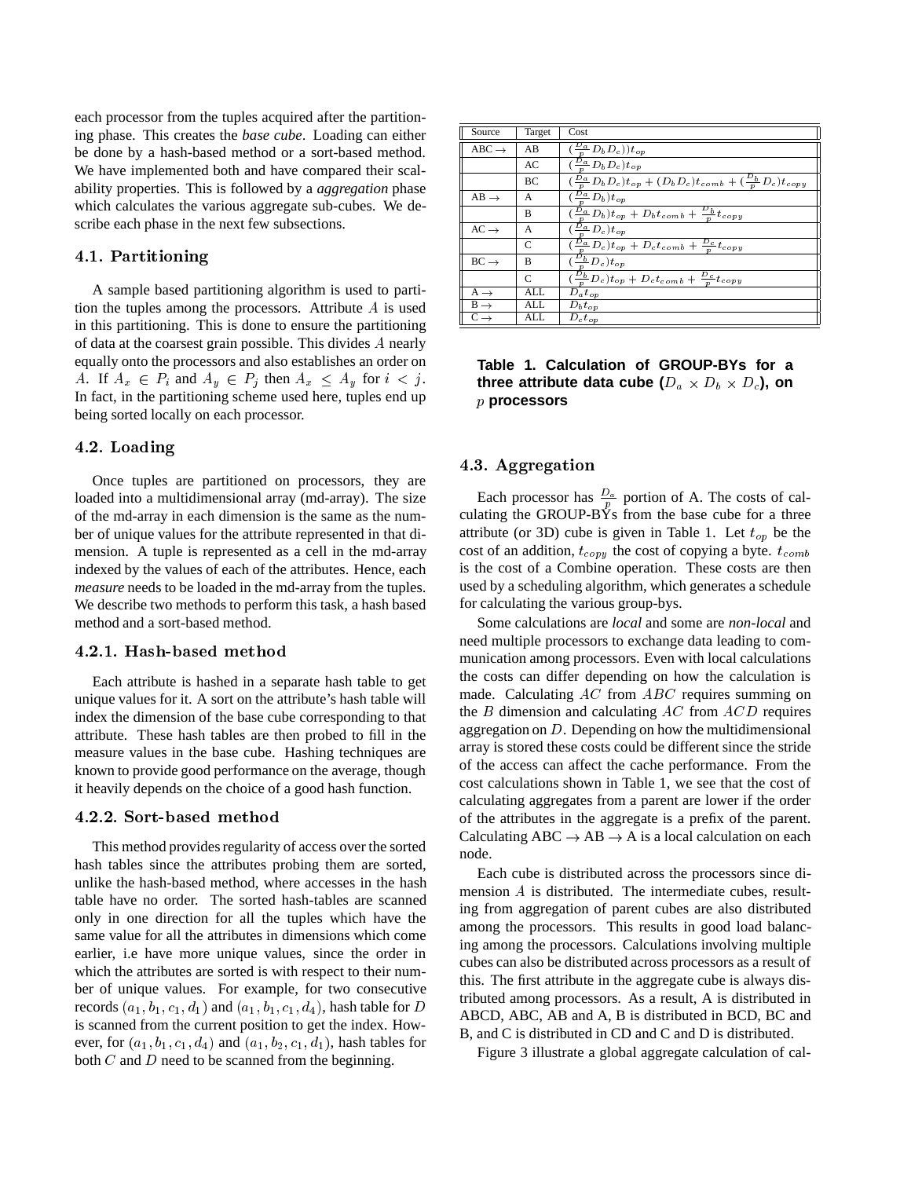each processor from the tuples acquired after the partitioning phase. This creates the *base cube*. Loading can either be done by a hash-based method or a sort-based method. We have implemented both and have compared their scalability properties. This is followed by a *aggregation* phase which calculates the various aggregate sub-cubes. We describe each phase in the next few subsections.

### 4.1. Partitioning

A sample based partitioning algorithm is used to partition the tuples among the processors. Attribute $A$ is used in this partitioning. This is done to ensure the partitioning of data at the coarsest grain possible. This divides $A$ nearly equally onto the processors and also establishes an order on $A$. If $A_x \in P_i$ and $A_y \in P_j$ then $A_x \leq A_y$ for $i < j$. In fact, in the partitioning scheme used here, tuples end up being sorted locally on each processor.

### 4.2. Loading

Once tuples are partitioned on processors, they are loaded into a multidimensional array (md-array). The size of the md-array in each dimension is the same as the number of unique values for the attribute represented in that dimension. A tuple is represented as a cell in the md-array indexed by the values of each of the attributes. Hence, each *measure* needs to be loaded in the md-array from the tuples. We describe two methods to perform this task, a hash based method and a sort-based method.

#### 4.2.1. Hash-based method

Each attribute is hashed in a separate hash table to get unique values for it. A sort on the attribute's hash table will index the dimension of the base cube corresponding to that attribute. These hash tables are then probed to fill in the measure values in the base cube. Hashing techniques are known to provide good performance on the average, though it heavily depends on the choice of a good hash function.

#### 4.2.2. Sort-based method

This method provides regularity of access over the sorted hash tables since the attributes probing them are sorted, unlike the hash-based method, where accesses in the hash table have no order. The sorted hash-tables are scanned only in one direction for all the tuples which have the same value for all the attributes in dimensions which come earlier, i.e have more unique values, since the order in which the attributes are sorted is with respect to their number of unique values. For example, for two consecutive records $(a_1, b_1, c_1, d_1)$ and $(a_1, b_1, c_1, d_4)$, hash table for $D$ is scanned from the current position to get the index. However, for $(a_1, b_1, c_1, d_4)$ and $(a_1, b_2, c_1, d_1)$, hash tables for both $C$ and $D$ need to be scanned from the beginning.

| Source | Target | Cost |
|---|---|---|
| ABC $\rightarrow$ | AB | $(\frac{D_a}{p} D_b D_c)) t_{op}$ |
| | AC | $(\frac{D_a}{p} D_b D_c) t_{op}$ |
| | BC | $(\frac{D_a}{p} D_b D_c) t_{op} + (D_b D_c) t_{comb} + (\frac{D_b}{p} D_c) t_{copy}$ |
| AB $\rightarrow$ | A | $(\frac{D_a}{p} D_b) t_{op}$ |
| | B | $(\frac{D_a}{p} D_b) t_{op} + D_b t_{comb} + \frac{D_b}{p} t_{copy}$ |
| AC $\rightarrow$ | A | $(\frac{D_a}{p} D_c) t_{op}$ |
| | C | $(\frac{D_a}{p} D_c) t_{op} + D_c t_{comb} + \frac{D_c}{p} t_{copy}$ |
| BC $\rightarrow$ | B | $(\frac{D_b}{p} D_c) t_{op}$ |
| | C | $(\frac{D_b}{p} D_c) t_{op} + D_c t_{comb} + \frac{D_c}{p} t_{copy}$ |
| A $\rightarrow$ | ALL | $D_a t_{op}$ |
| B $\rightarrow$ | ALL | $D_b t_{op}$ |
| C $\rightarrow$ | ALL | $D_c t_{op}$ |

**Table 1. Calculation of GROUP-BYs for a three attribute data cube ($D_a \times D_b \times D_c$), on $p$ processors**

### 4.3. Aggregation

Each processor has $\frac{D_a}{p}$ portion of A. The costs of calculating the GROUP-BYs from the base cube for a three attribute (or 3D) cube is given in Table 1. Let $t_{op}$ be the cost of an addition, $t_{copy}$ the cost of copying a byte. $t_{comb}$ is the cost of a Combine operation. These costs are then used by a scheduling algorithm, which generates a schedule for calculating the various group-bys.

Some calculations are *local* and some are *non-local* and need multiple processors to exchange data leading to communication among processors. Even with local calculations the costs can differ depending on how the calculation is made. Calculating $AC$ from $ABC$ requires summing on the $B$ dimension and calculating $AC$ from $ACD$ requires aggregation on $D$. Depending on how the multidimensional array is stored these costs could be different since the stride of the access can affect the cache performance. From the cost calculations shown in Table 1, we see that the cost of calculating aggregates from a parent are lower if the order of the attributes in the aggregate is a prefix of the parent. Calculating ABC $\rightarrow$ AB $\rightarrow$ A is a local calculation on each node.

Each cube is distributed across the processors since dimension $A$ is distributed. The intermediate cubes, resulting from aggregation of parent cubes are also distributed among the processors. This results in good load balancing among the processors. Calculations involving multiple cubes can also be distributed across processors as a result of this. The first attribute in the aggregate cube is always distributed among processors. As a result, A is distributed in ABCD, ABC, AB and A, B is distributed in BCD, BC and B, and C is distributed in CD and C and D is distributed.

Figure 3 illustrate a global aggregate calculation of cal-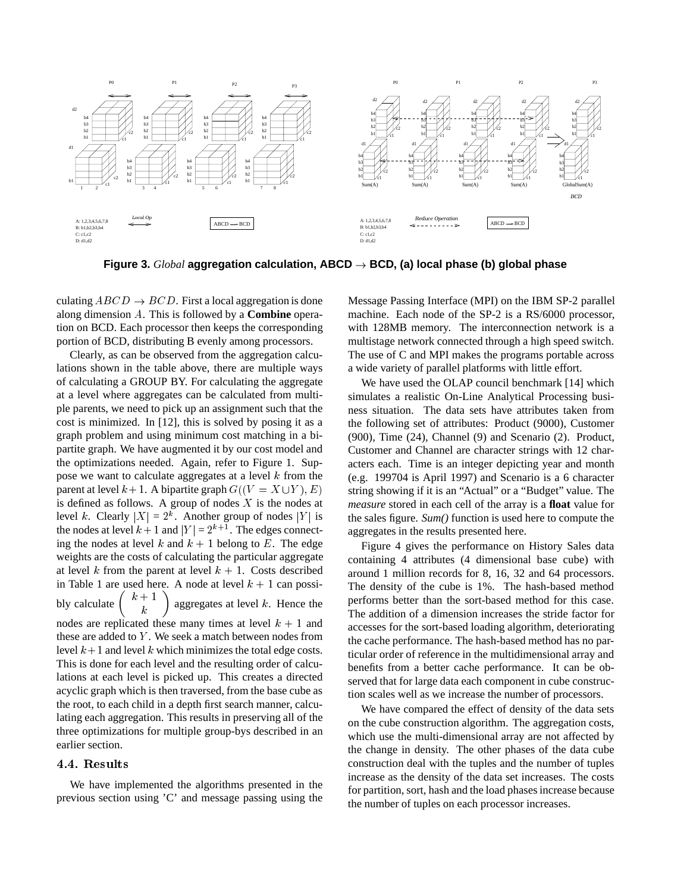**Figure 3.** *Global* **aggregation calculation, ABCD → BCD, (a) local phase (b) global phase**

culating $ABCD \rightarrow BCD$. First a local aggregation is done along dimension $A$. This is followed by a **Combine** operation on BCD. Each processor then keeps the corresponding portion of BCD, distributing B evenly among processors.

Clearly, as can be observed from the aggregation calculations shown in the table above, there are multiple ways of calculating a GROUP BY. For calculating the aggregate at a level where aggregates can be calculated from multiple parents, we need to pick up an assignment such that the cost is minimized. In [12], this is solved by posing it as a graph problem and using minimum cost matching in a bipartite graph. We have augmented it by our cost model and the optimizations needed. Again, refer to Figure 1. Suppose we want to calculate aggregates at a level $k$ from the parent at level $k+1$. A bipartite graph $G((V = X \cup Y), E)$ is defined as follows. A group of nodes $X$ is the nodes at level $k$. Clearly $|X| = 2^k$. Another group of nodes $|Y|$ is the nodes at level $k+1$ and $|Y| = 2^{k+1}$. The edges connecting the nodes at level $k$ and $k+1$ belong to $E$. The edge weights are the costs of calculating the particular aggregate at level $k$ from the parent at level $k+1$. Costs described in Table 1 are used here. A node at level $k+1$ can possibly calculate $\binom{k+1}{k}$ aggregates at level $k$. Hence the nodes are replicated these many times at level $k+1$ and these are added to $Y$. We seek a match between nodes from level $k+1$ and level $k$ which minimizes the total edge costs. This is done for each level and the resulting order of calculations at each level is picked up. This creates a directed acyclic graph which is then traversed, from the base cube as the root, to each child in a depth first search manner, calculating each aggregation. This results in preserving all of the three optimizations for multiple group-bys described in an earlier section.

### 4.4. Results

We have implemented the algorithms presented in the previous section using 'C' and message passing using the Message Passing Interface (MPI) on the IBM SP-2 parallel machine. Each node of the SP-2 is a RS/6000 processor, with 128MB memory. The interconnection network is a multistage network connected through a high speed switch. The use of C and MPI makes the programs portable across a wide variety of parallel platforms with little effort.

We have used the OLAP council benchmark [14] which simulates a realistic On-Line Analytical Processing business situation. The data sets have attributes taken from the following set of attributes: Product (9000), Customer (900), Time (24), Channel (9) and Scenario (2). Product, Customer and Channel are character strings with 12 characters each. Time is an integer depicting year and month (e.g. 199704 is April 1997) and Scenario is a 6 character string showing if it is an "Actual" or a "Budget" value. The *measure* stored in each cell of the array is a **float** value for the sales figure. *Sum()* function is used here to compute the aggregates in the results presented here.

Figure 4 gives the performance on History Sales data containing 4 attributes (4 dimensional base cube) with around 1 million records for 8, 16, 32 and 64 processors. The density of the cube is 1%. The hash-based method performs better than the sort-based method for this case. The addition of a dimension increases the stride factor for accesses for the sort-based loading algorithm, deteriorating the cache performance. The hash-based method has no particular order of reference in the multidimensional array and benefits from a better cache performance. It can be observed that for large data each component in cube construction scales well as we increase the number of processors.

We have compared the effect of density of the data sets on the cube construction algorithm. The aggregation costs, which use the multi-dimensional array are not affected by the change in density. The other phases of the data cube construction deal with the tuples and the number of tuples increase as the density of the data set increases. The costs for partition, sort, hash and the load phases increase because the number of tuples on each processor increases.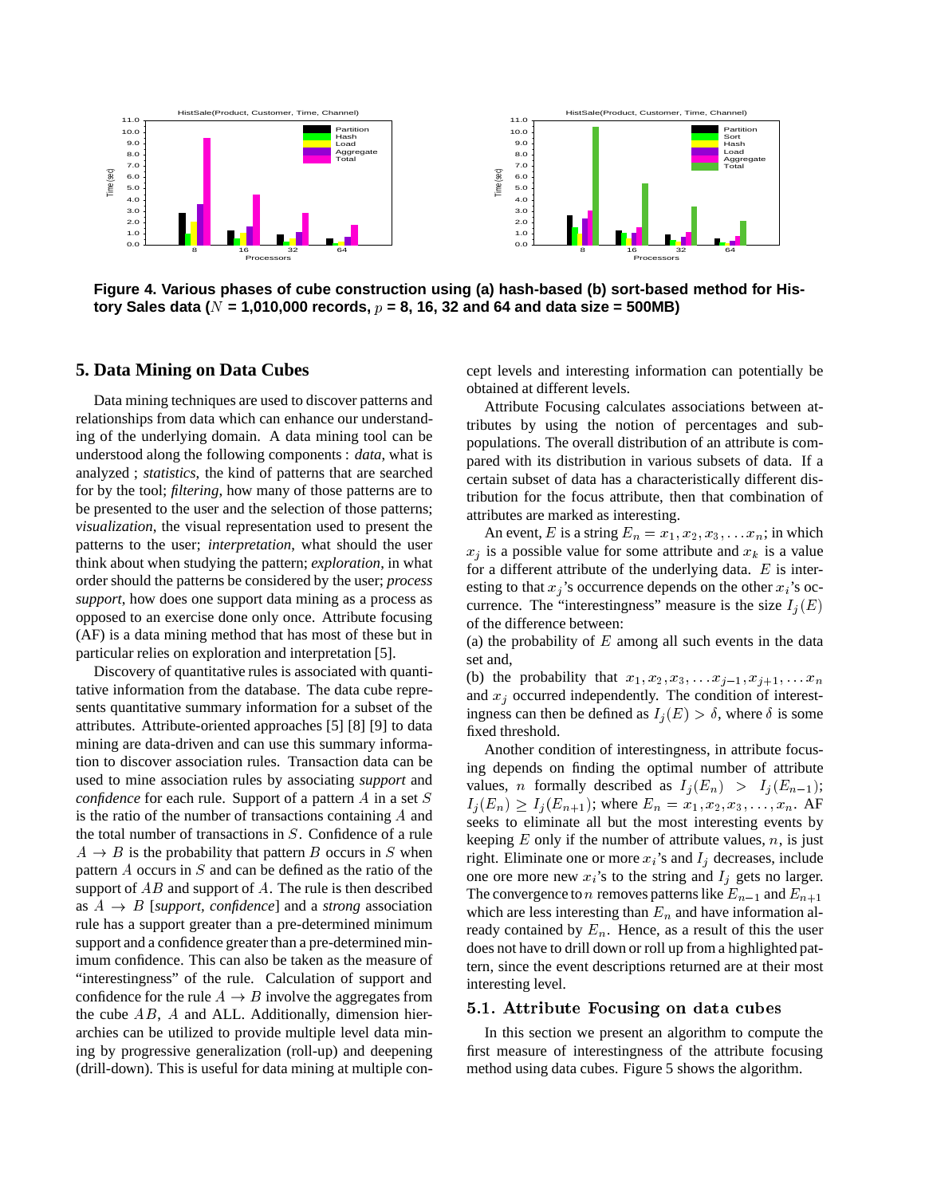**Figure 4. Various phases of cube construction using (a) hash-based (b) sort-based method for History Sales data ($N$ = 1,010,000 records, $p$ = 8, 16, 32 and 64 and data size = 500MB)**

## 5. Data Mining on Data Cubes

Data mining techniques are used to discover patterns and relationships from data which can enhance our understanding of the underlying domain. A data mining tool can be understood along the following components : *data*, what is analyzed ; *statistics*, the kind of patterns that are searched for by the tool; *filtering*, how many of those patterns are to be presented to the user and the selection of those patterns; *visualization*, the visual representation used to present the patterns to the user; *interpretation*, what should the user think about when studying the pattern; *exploration*, in what order should the patterns be considered by the user; *process support*, how does one support data mining as a process as opposed to an exercise done only once. Attribute focusing (AF) is a data mining method that has most of these but in particular relies on exploration and interpretation [5].

Discovery of quantitative rules is associated with quantitative information from the database. The data cube represents quantitative summary information for a subset of the attributes. Attribute-oriented approaches [5] [8] [9] to data mining are data-driven and can use this summary information to discover association rules. Transaction data can be used to mine association rules by associating *support* and *confidence* for each rule. Support of a pattern $A$ in a set $S$ is the ratio of the number of transactions containing $A$ and the total number of transactions in $S$. Confidence of a rule $A \rightarrow B$ is the probability that pattern $B$ occurs in $S$ when pattern $A$ occurs in $S$ and can be defined as the ratio of the support of $AB$ and support of $A$. The rule is then described as $A \rightarrow B$ [*support, confidence*] and a *strong* association rule has a support greater than a pre-determined minimum support and a confidence greater than a pre-determined minimum confidence. This can also be taken as the measure of "interestingness" of the rule. Calculation of support and confidence for the rule $A \rightarrow B$ involve the aggregates from the cube $AB$, $A$ and ALL. Additionally, dimension hierarchies can be utilized to provide multiple level data mining by progressive generalization (roll-up) and deepening (drill-down). This is useful for data mining at multiple concept levels and interesting information can potentially be obtained at different levels.

Attribute Focusing calculates associations between attributes by using the notion of percentages and subpopulations. The overall distribution of an attribute is compared with its distribution in various subsets of data. If a certain subset of data has a characteristically different distribution for the focus attribute, then that combination of attributes are marked as interesting.

An event, $E$ is a string $E_n = x_1, x_2, x_3, \ldots x_n$; in which $x_j$ is a possible value for some attribute and $x_k$ is a value for a different attribute of the underlying data. $E$ is interesting to that $x_j$'s occurrence depends on the other $x_i$'s occurrence. The "interestingness" measure is the size $I_j(E)$ of the difference between:
(a) the probability of $E$ among all such events in the data set and,
(b) the probability that $x_1, x_2, x_3, \ldots x_{j-1}, x_{j+1}, \ldots x_n$ and $x_j$ occurred independently. The condition of interestingness can then be defined as $I_j(E) > \delta$, where $\delta$ is some fixed threshold.

Another condition of interestingness, in attribute focusing depends on finding the optimal number of attribute values, $n$ formally described as $I_j(E_n) > I_j(E_{n-1})$; $I_j(E_n) \geq I_j(E_{n+1})$; where $E_n = x_1, x_2, x_3, \ldots, x_n$. AF seeks to eliminate all but the most interesting events by keeping $E$ only if the number of attribute values, $n$, is just right. Eliminate one or more $x_i$'s and $I_j$ decreases, include one ore more new $x_i$'s to the string and $I_j$ gets no larger. The convergence to $n$ removes patterns like $E_{n-1}$ and $E_{n+1}$ which are less interesting than $E_n$ and have information already contained by $E_n$. Hence, as a result of this the user does not have to drill down or roll up from a highlighted pattern, since the event descriptions returned are at their most interesting level.

### 5.1. Attribute Focusing on data cubes

In this section we present an algorithm to compute the first measure of interestingness of the attribute focusing method using data cubes. Figure 5 shows the algorithm.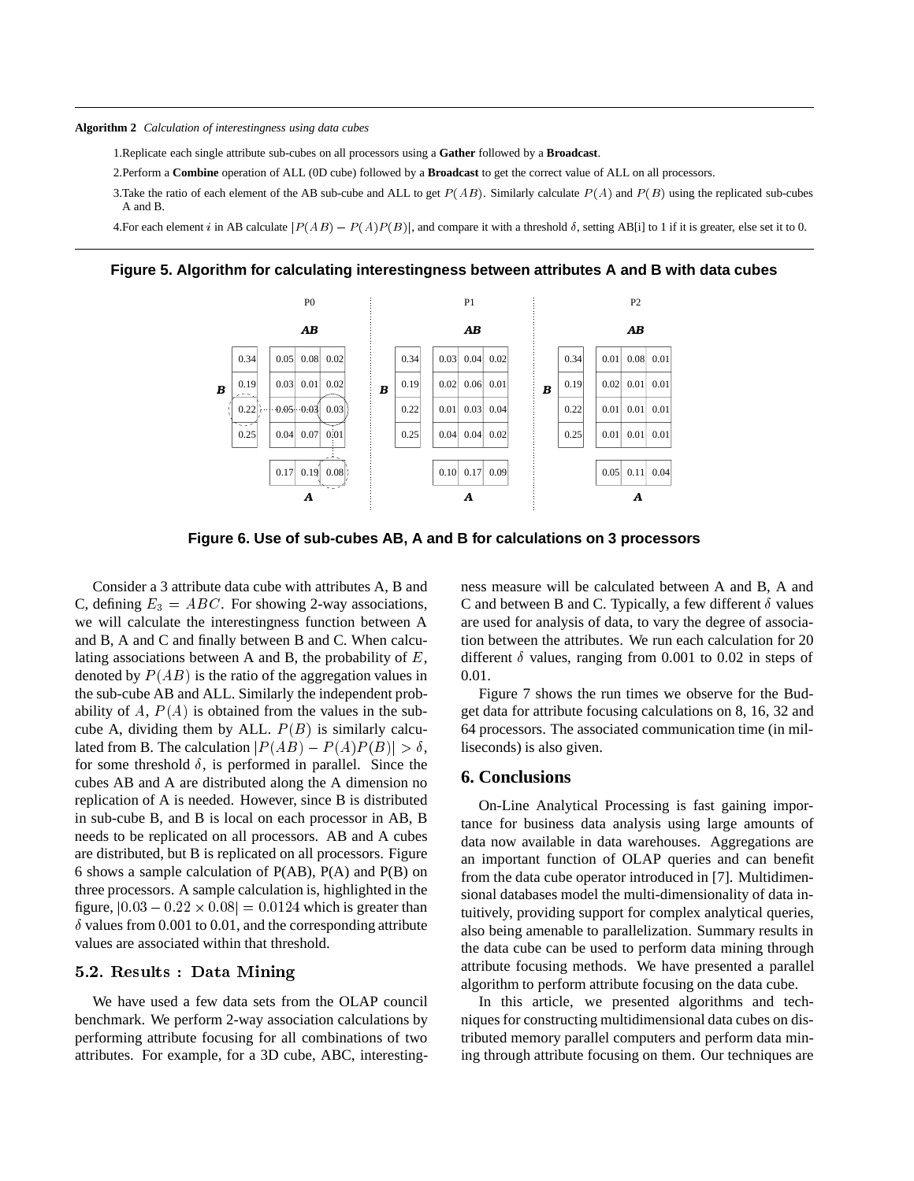**Algorithm 2** *Calculation of interestingness using data cubes*

1. Replicate each single attribute sub-cubes on all processors using a **Gather** followed by a **Broadcast**.
2. Perform a **Combine** operation of ALL (0D cube) followed by a **Broadcast** to get the correct value of ALL on all processors.
3. Take the ratio of each element of the AB sub-cube and ALL to get $P(AB)$. Similarly calculate $P(A)$ and $P(B)$ using the replicated sub-cubes A and B.
4. For each element $i$ in AB calculate $|P(AB) - P(A)P(B)|$, and compare it with a threshold $\delta$, setting AB[i] to 1 if it is greater, else set it to 0.

**Figure 5. Algorithm for calculating interestingness between attributes A and B with data cubes**

P0

| B | AB | | |
|---|---|---|---|
| 0.34 | 0.05 | 0.08 | 0.02 |
| 0.19 | 0.03 | 0.01 | 0.02 |
| 0.22 | 0.05 | 0.03 | 0.03 |
| 0.25 | 0.04 | 0.07 | 0.01 |
| A | 0.17 | 0.19 | 0.08 |

P1

| B | AB | | |
|---|---|---|---|
| 0.34 | 0.03 | 0.04 | 0.02 |
| 0.19 | 0.02 | 0.06 | 0.01 |
| 0.22 | 0.01 | 0.03 | 0.04 |
| 0.25 | 0.04 | 0.04 | 0.02 |
| A | 0.10 | 0.17 | 0.09 |

P2

| B | AB | | |
|---|---|---|---|
| 0.34 | 0.01 | 0.08 | 0.01 |
| 0.19 | 0.02 | 0.01 | 0.01 |
| 0.22 | 0.01 | 0.01 | 0.01 |
| 0.25 | 0.01 | 0.01 | 0.01 |
| A | 0.05 | 0.11 | 0.04 |

**Figure 6. Use of sub-cubes AB, A and B for calculations on 3 processors**

Consider a 3 attribute data cube with attributes A, B and C, defining $E_3 = ABC$. For showing 2-way associations, we will calculate the interestingness function between A and B, A and C and finally between B and C. When calculating associations between A and B, the probability of $E$, denoted by $P(AB)$ is the ratio of the aggregation values in the sub-cube AB and ALL. Similarly the independent probability of $A$, $P(A)$ is obtained from the values in the sub-cube A, dividing them by ALL. $P(B)$ is similarly calculated from B. The calculation $|P(AB) - P(A)P(B)| > \delta$, for some threshold $\delta$, is performed in parallel. Since the cubes AB and A are distributed along the A dimension no replication of A is needed. However, since B is distributed in sub-cube B, and B is local on each processor in AB, B needs to be replicated on all processors. AB and A cubes are distributed, but B is replicated on all processors. Figure 6 shows a sample calculation of P(AB), P(A) and P(B) on three processors. A sample calculation is, highlighted in the figure, $|0.03 - 0.22 \times 0.08| = 0.0124$ which is greater than $\delta$ values from 0.001 to 0.01, and the corresponding attribute values are associated within that threshold.

### 5.2. Results : Data Mining

We have used a few data sets from the OLAP council benchmark. We perform 2-way association calculations by performing attribute focusing for all combinations of two attributes. For example, for a 3D cube, ABC, interestingness measure will be calculated between A and B, A and C and between B and C. Typically, a few different $\delta$ values are used for analysis of data, to vary the degree of association between the attributes. We run each calculation for 20 different $\delta$ values, ranging from 0.001 to 0.02 in steps of 0.01.

Figure 7 shows the run times we observe for the Budget data for attribute focusing calculations on 8, 16, 32 and 64 processors. The associated communication time (in milliseconds) is also given.

## 6. Conclusions

On-Line Analytical Processing is fast gaining importance for business data analysis using large amounts of data now available in data warehouses. Aggregations are an important function of OLAP queries and can benefit from the data cube operator introduced in [7]. Multidimensional databases model the multi-dimensionality of data intuitively, providing support for complex analytical queries, also being amenable to parallelization. Summary results in the data cube can be used to perform data mining through attribute focusing methods. We have presented a parallel algorithm to perform attribute focusing on the data cube.

In this article, we presented algorithms and techniques for constructing multidimensional data cubes on distributed memory parallel computers and perform data mining through attribute focusing on them. Our techniques are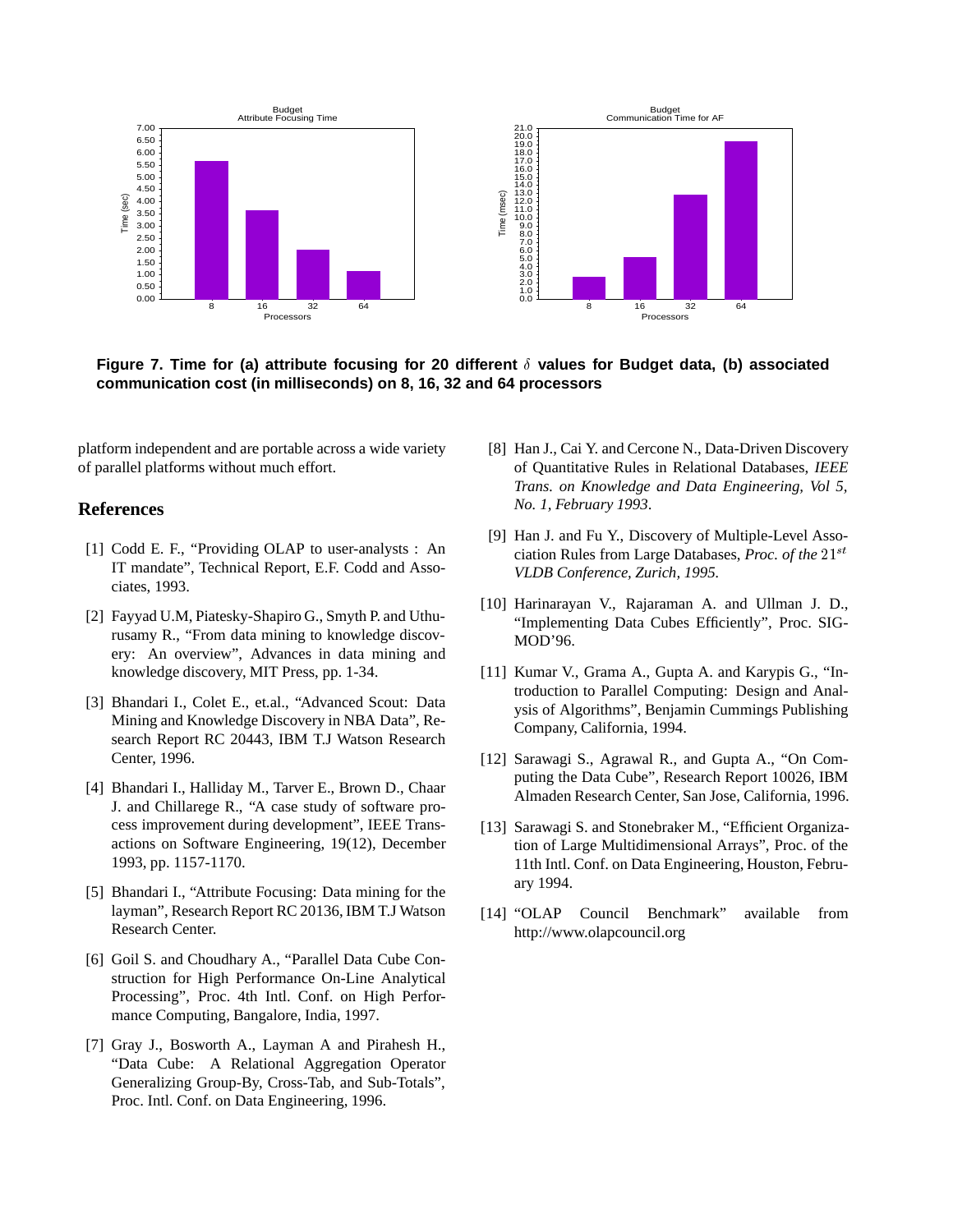Budget
Attribute Focusing Time

Time (sec)

7.00 6.50 6.00 5.50 5.00 4.50 4.00 3.50 3.00 2.50 2.00 1.50 1.00 0.50 0.00

8 16 32 64

Processors

Budget
Communication Time for AF

Time (msec)

21.0 20.0 19.0 18.0 17.0 16.0 15.0 14.0 13.0 12.0 11.0 10.0 9.0 8.0 7.0 6.0 5.0 4.0 3.0 2.0 1.0 0.0

8 16 32 64

Processors

**Figure 7. Time for (a) attribute focusing for 20 different $\delta$ values for Budget data, (b) associated communication cost (in milliseconds) on 8, 16, 32 and 64 processors**

platform independent and are portable across a wide variety of parallel platforms without much effort.

## References

[1] Codd E. F., "Providing OLAP to user-analysts : An IT mandate", Technical Report, E.F. Codd and Associates, 1993.

[2] Fayyad U.M, Piatesky-Shapiro G., Smyth P. and Uthurusamy R., "From data mining to knowledge discovery: An overview", Advances in data mining and knowledge discovery, MIT Press, pp. 1-34.

[3] Bhandari I., Colet E., et.al., "Advanced Scout: Data Mining and Knowledge Discovery in NBA Data", Research Report RC 20443, IBM T.J Watson Research Center, 1996.

[4] Bhandari I., Halliday M., Tarver E., Brown D., Chaar J. and Chillarege R., "A case study of software process improvement during development", IEEE Transactions on Software Engineering, 19(12), December 1993, pp. 1157-1170.

[5] Bhandari I., "Attribute Focusing: Data mining for the layman", Research Report RC 20136, IBM T.J Watson Research Center.

[6] Goil S. and Choudhary A., "Parallel Data Cube Construction for High Performance On-Line Analytical Processing", Proc. 4th Intl. Conf. on High Performance Computing, Bangalore, India, 1997.

[7] Gray J., Bosworth A., Layman A and Pirahesh H., "Data Cube: A Relational Aggregation Operator Generalizing Group-By, Cross-Tab, and Sub-Totals", Proc. Intl. Conf. on Data Engineering, 1996.

[8] Han J., Cai Y. and Cercone N., Data-Driven Discovery of Quantitative Rules in Relational Databases, *IEEE Trans. on Knowledge and Data Engineering, Vol 5, No. 1, February 1993*.

[9] Han J. and Fu Y., Discovery of Multiple-Level Association Rules from Large Databases, *Proc. of the* $21^{st}$ *VLDB Conference, Zurich, 1995.*

[10] Harinarayan V., Rajaraman A. and Ullman J. D., "Implementing Data Cubes Efficiently", Proc. SIGMOD'96.

[11] Kumar V., Grama A., Gupta A. and Karypis G., "Introduction to Parallel Computing: Design and Analysis of Algorithms", Benjamin Cummings Publishing Company, California, 1994.

[12] Sarawagi S., Agrawal R., and Gupta A., "On Computing the Data Cube", Research Report 10026, IBM Almaden Research Center, San Jose, California, 1996.

[13] Sarawagi S. and Stonebraker M., "Efficient Organization of Large Multidimensional Arrays", Proc. of the 11th Intl. Conf. on Data Engineering, Houston, February 1994.

[14] "OLAP Council Benchmark" available from http://www.olapcouncil.org